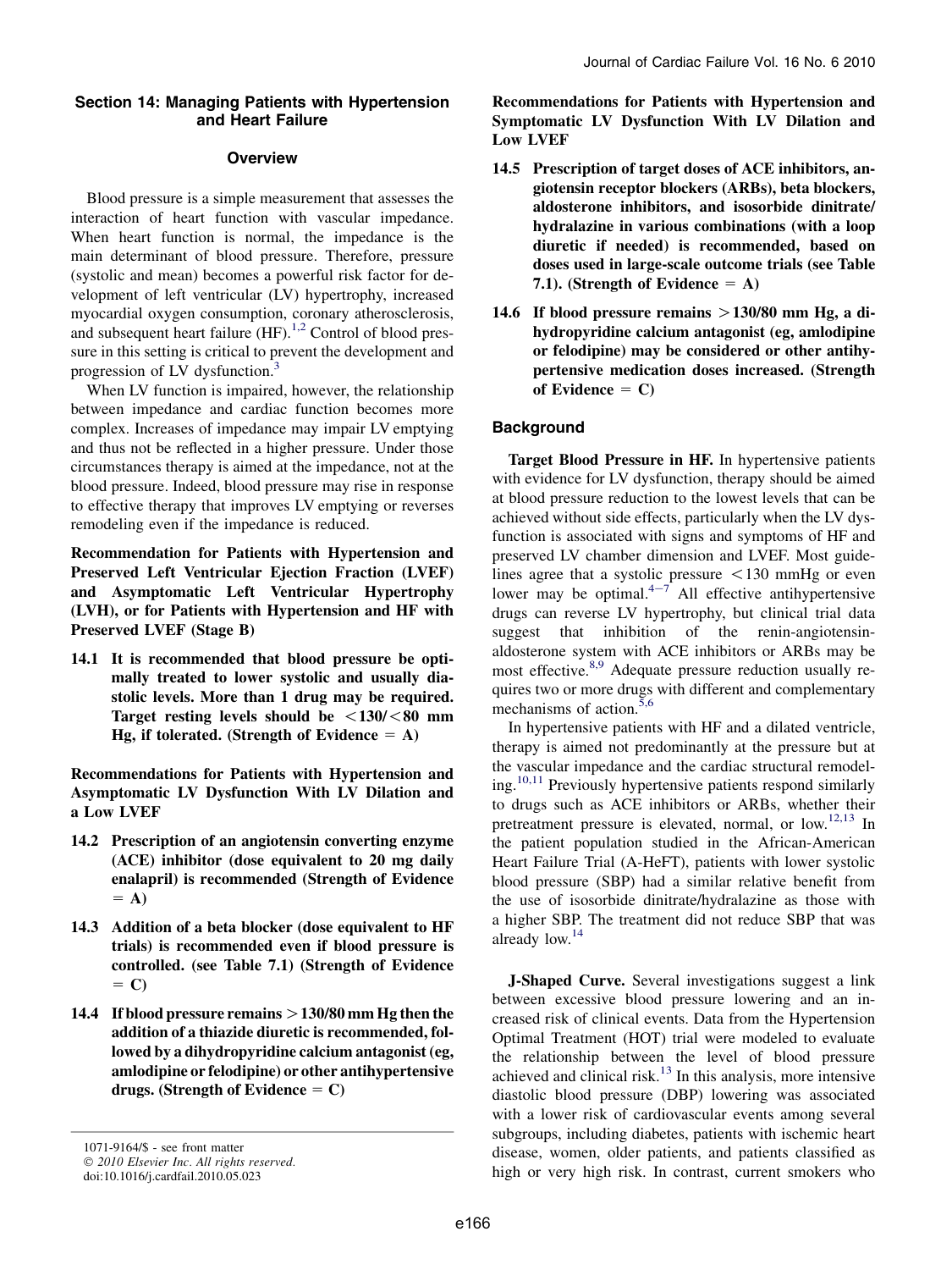## Section 14: Managing Patients with Hypertension and Heart Failure

### Overview

Blood pressure is a simple measurement that assesses the interaction of heart function with vascular impedance. When heart function is normal, the impedance is the main determinant of blood pressure. Therefore, pressure (systolic and mean) becomes a powerful risk factor for development of left ventricular (LV) hypertrophy, increased myocardial oxygen consumption, coronary atherosclerosis, and subsequent heart failure (HF).[1,2] Control of blood pressure in this setting is critical to prevent the development and progression of LV dysfunction.[3]

When LV function is impaired, however, the relationship between impedance and cardiac function becomes more complex. Increases of impedance may impair LV emptying and thus not be reflected in a higher pressure. Under those circumstances therapy is aimed at the impedance, not at the blood pressure. Indeed, blood pressure may rise in response to effective therapy that improves LV emptying or reverses remodeling even if the impedance is reduced.

**Recommendation for Patients with Hypertension and Preserved Left Ventricular Ejection Fraction (LVEF) and Asymptomatic Left Ventricular Hypertrophy (LVH), or for Patients with Hypertension and HF with Preserved LVEF (Stage B)**

**14.1 It is recommended that blood pressure be optimally treated to lower systolic and usually diastolic levels. More than 1 drug may be required. Target resting levels should be <130/<80 mm Hg, if tolerated. (Strength of Evidence = A)**

**Recommendations for Patients with Hypertension and Asymptomatic LV Dysfunction With LV Dilation and a Low LVEF**

**14.2 Prescription of an angiotensin converting enzyme (ACE) inhibitor (dose equivalent to 20 mg daily enalapril) is recommended (Strength of Evidence = A)**

**14.3 Addition of a beta blocker (dose equivalent to HF trials) is recommended even if blood pressure is controlled. (see Table 7.1) (Strength of Evidence = C)**

**14.4 If blood pressure remains >130/80 mm Hg then the addition of a thiazide diuretic is recommended, followed by a dihydropyridine calcium antagonist (eg, amlodipine or felodipine) or other antihypertensive drugs. (Strength of Evidence = C)**

**Recommendations for Patients with Hypertension and Symptomatic LV Dysfunction With LV Dilation and Low LVEF**

**14.5 Prescription of target doses of ACE inhibitors, angiotensin receptor blockers (ARBs), beta blockers, aldosterone inhibitors, and isosorbide dinitrate/hydralazine in various combinations (with a loop diuretic if needed) is recommended, based on doses used in large-scale outcome trials (see Table 7.1). (Strength of Evidence = A)**

**14.6 If blood pressure remains >130/80 mm Hg, a dihydropyridine calcium antagonist (eg, amlodipine or felodipine) may be considered or other antihypertensive medication doses increased. (Strength of Evidence = C)**

### Background

**Target Blood Pressure in HF.** In hypertensive patients with evidence for LV dysfunction, therapy should be aimed at blood pressure reduction to the lowest levels that can be achieved without side effects, particularly when the LV dysfunction is associated with signs and symptoms of HF and preserved LV chamber dimension and LVEF. Most guidelines agree that a systolic pressure <130 mmHg or even lower may be optimal.[4–7] All effective antihypertensive drugs can reverse LV hypertrophy, but clinical trial data suggest that inhibition of the renin-angiotensin-aldosterone system with ACE inhibitors or ARBs may be most effective.[8,9] Adequate pressure reduction usually requires two or more drugs with different and complementary mechanisms of action.[5,6]

In hypertensive patients with HF and a dilated ventricle, therapy is aimed not predominantly at the pressure but at the vascular impedance and the cardiac structural remodeling.[10,11] Previously hypertensive patients respond similarly to drugs such as ACE inhibitors or ARBs, whether their pretreatment pressure is elevated, normal, or low.[12,13] In the patient population studied in the African-American Heart Failure Trial (A-HeFT), patients with lower systolic blood pressure (SBP) had a similar relative benefit from the use of isosorbide dinitrate/hydralazine as those with a higher SBP. The treatment did not reduce SBP that was already low.[14]

**J-Shaped Curve.** Several investigations suggest a link between excessive blood pressure lowering and an increased risk of clinical events. Data from the Hypertension Optimal Treatment (HOT) trial were modeled to evaluate the relationship between the level of blood pressure achieved and clinical risk.[13] In this analysis, more intensive diastolic blood pressure (DBP) lowering was associated with a lower risk of cardiovascular events among several subgroups, including diabetes, patients with ischemic heart disease, women, older patients, and patients classified as high or very high risk. In contrast, current smokers who

1071-9164/$ - see front matter
© 2010 Elsevier Inc. All rights reserved.
doi:10.1016/j.cardfail.2010.05.023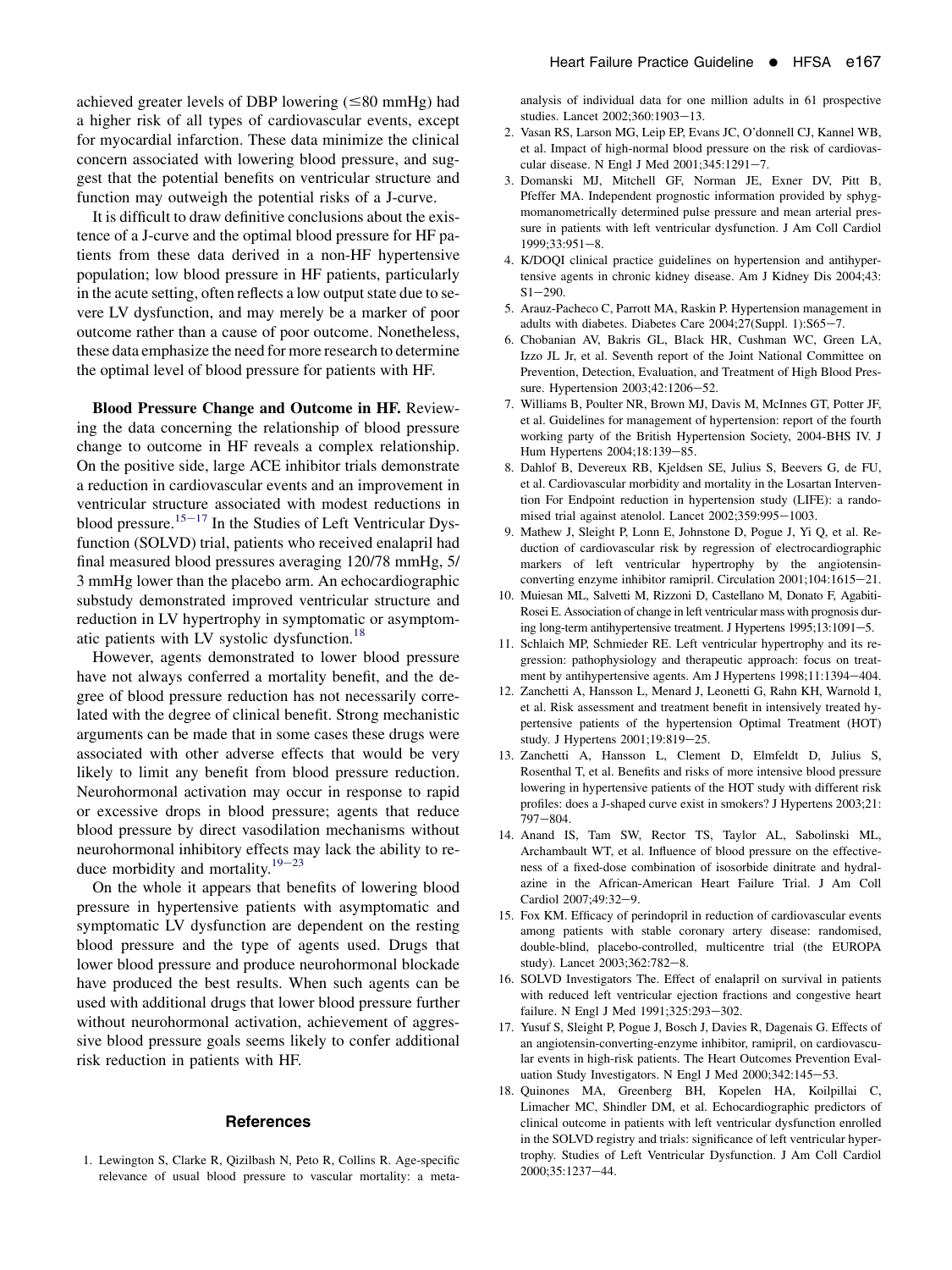achieved greater levels of DBP lowering (≤80 mmHg) had a higher risk of all types of cardiovascular events, except for myocardial infarction. These data minimize the clinical concern associated with lowering blood pressure, and suggest that the potential benefits on ventricular structure and function may outweigh the potential risks of a J-curve.

It is difficult to draw definitive conclusions about the existence of a J-curve and the optimal blood pressure for HF patients from these data derived in a non-HF hypertensive population; low blood pressure in HF patients, particularly in the acute setting, often reflects a low output state due to severe LV dysfunction, and may merely be a marker of poor outcome rather than a cause of poor outcome. Nonetheless, these data emphasize the need for more research to determine the optimal level of blood pressure for patients with HF.

**Blood Pressure Change and Outcome in HF.** Reviewing the data concerning the relationship of blood pressure change to outcome in HF reveals a complex relationship. On the positive side, large ACE inhibitor trials demonstrate a reduction in cardiovascular events and an improvement in ventricular structure associated with modest reductions in blood pressure.[15–17] In the Studies of Left Ventricular Dysfunction (SOLVD) trial, patients who received enalapril had final measured blood pressures averaging 120/78 mmHg, 5/3 mmHg lower than the placebo arm. An echocardiographic substudy demonstrated improved ventricular structure and reduction in LV hypertrophy in symptomatic or asymptomatic patients with LV systolic dysfunction.[18]

However, agents demonstrated to lower blood pressure have not always conferred a mortality benefit, and the degree of blood pressure reduction has not necessarily correlated with the degree of clinical benefit. Strong mechanistic arguments can be made that in some cases these drugs were associated with other adverse effects that would be very likely to limit any benefit from blood pressure reduction. Neurohormonal activation may occur in response to rapid or excessive drops in blood pressure; agents that reduce blood pressure by direct vasodilation mechanisms without neurohormonal inhibitory effects may lack the ability to reduce morbidity and mortality.[19–23]

On the whole it appears that benefits of lowering blood pressure in hypertensive patients with asymptomatic and symptomatic LV dysfunction are dependent on the resting blood pressure and the type of agents used. Drugs that lower blood pressure and produce neurohormonal blockade have produced the best results. When such agents can be used with additional drugs that lower blood pressure further without neurohormonal activation, achievement of aggressive blood pressure goals seems likely to confer additional risk reduction in patients with HF.

## References

1. Lewington S, Clarke R, Qizilbash N, Peto R, Collins R. Age-specific relevance of usual blood pressure to vascular mortality: a meta-analysis of individual data for one million adults in 61 prospective studies. Lancet 2002;360:1903–13.
2. Vasan RS, Larson MG, Leip EP, Evans JC, O'donnell CJ, Kannel WB, et al. Impact of high-normal blood pressure on the risk of cardiovascular disease. N Engl J Med 2001;345:1291–7.
3. Domanski MJ, Mitchell GF, Norman JE, Exner DV, Pitt B, Pfeffer MA. Independent prognostic information provided by sphygmomanometrically determined pulse pressure and mean arterial pressure in patients with left ventricular dysfunction. J Am Coll Cardiol 1999;33:951–8.
4. K/DOQI clinical practice guidelines on hypertension and antihypertensive agents in chronic kidney disease. Am J Kidney Dis 2004;43:S1–290.
5. Arauz-Pacheco C, Parrott MA, Raskin P. Hypertension management in adults with diabetes. Diabetes Care 2004;27(Suppl. 1):S65–7.
6. Chobanian AV, Bakris GL, Black HR, Cushman WC, Green LA, Izzo JL Jr, et al. Seventh report of the Joint National Committee on Prevention, Detection, Evaluation, and Treatment of High Blood Pressure. Hypertension 2003;42:1206–52.
7. Williams B, Poulter NR, Brown MJ, Davis M, McInnes GT, Potter JF, et al. Guidelines for management of hypertension: report of the fourth working party of the British Hypertension Society, 2004-BHS IV. J Hum Hypertens 2004;18:139–85.
8. Dahlof B, Devereux RB, Kjeldsen SE, Julius S, Beevers G, de FU, et al. Cardiovascular morbidity and mortality in the Losartan Intervention For Endpoint reduction in hypertension study (LIFE): a randomised trial against atenolol. Lancet 2002;359:995–1003.
9. Mathew J, Sleight P, Lonn E, Johnstone D, Pogue J, Yi Q, et al. Reduction of cardiovascular risk by regression of electrocardiographic markers of left ventricular hypertrophy by the angiotensin-converting enzyme inhibitor ramipril. Circulation 2001;104:1615–21.
10. Muiesan ML, Salvetti M, Rizzoni D, Castellano M, Donato F, Agabiti-Rosei E. Association of change in left ventricular mass with prognosis during long-term antihypertensive treatment. J Hypertens 1995;13:1091–5.
11. Schlaich MP, Schmieder RE. Left ventricular hypertrophy and its regression: pathophysiology and therapeutic approach: focus on treatment by antihypertensive agents. Am J Hypertens 1998;11:1394–404.
12. Zanchetti A, Hansson L, Menard J, Leonetti G, Rahn KH, Warnold I, et al. Risk assessment and treatment benefit in intensively treated hypertensive patients of the hypertension Optimal Treatment (HOT) study. J Hypertens 2001;19:819–25.
13. Zanchetti A, Hansson L, Clement D, Elmfeldt D, Julius S, Rosenthal T, et al. Benefits and risks of more intensive blood pressure lowering in hypertensive patients of the HOT study with different risk profiles: does a J-shaped curve exist in smokers? J Hypertens 2003;21:797–804.
14. Anand IS, Tam SW, Rector TS, Taylor AL, Sabolinski ML, Archambault WT, et al. Influence of blood pressure on the effectiveness of a fixed-dose combination of isosorbide dinitrate and hydralazine in the African-American Heart Failure Trial. J Am Coll Cardiol 2007;49:32–9.
15. Fox KM. Efficacy of perindopril in reduction of cardiovascular events among patients with stable coronary artery disease: randomised, double-blind, placebo-controlled, multicentre trial (the EUROPA study). Lancet 2003;362:782–8.
16. SOLVD Investigators The. Effect of enalapril on survival in patients with reduced left ventricular ejection fractions and congestive heart failure. N Engl J Med 1991;325:293–302.
17. Yusuf S, Sleight P, Pogue J, Bosch J, Davies R, Dagenais G. Effects of an angiotensin-converting-enzyme inhibitor, ramipril, on cardiovascular events in high-risk patients. The Heart Outcomes Prevention Evaluation Study Investigators. N Engl J Med 2000;342:145–53.
18. Quinones MA, Greenberg BH, Kopelen HA, Koilpillai C, Limacher MC, Shindler DM, et al. Echocardiographic predictors of clinical outcome in patients with left ventricular dysfunction enrolled in the SOLVD registry and trials: significance of left ventricular hypertrophy. Studies of Left Ventricular Dysfunction. J Am Coll Cardiol 2000;35:1237–44.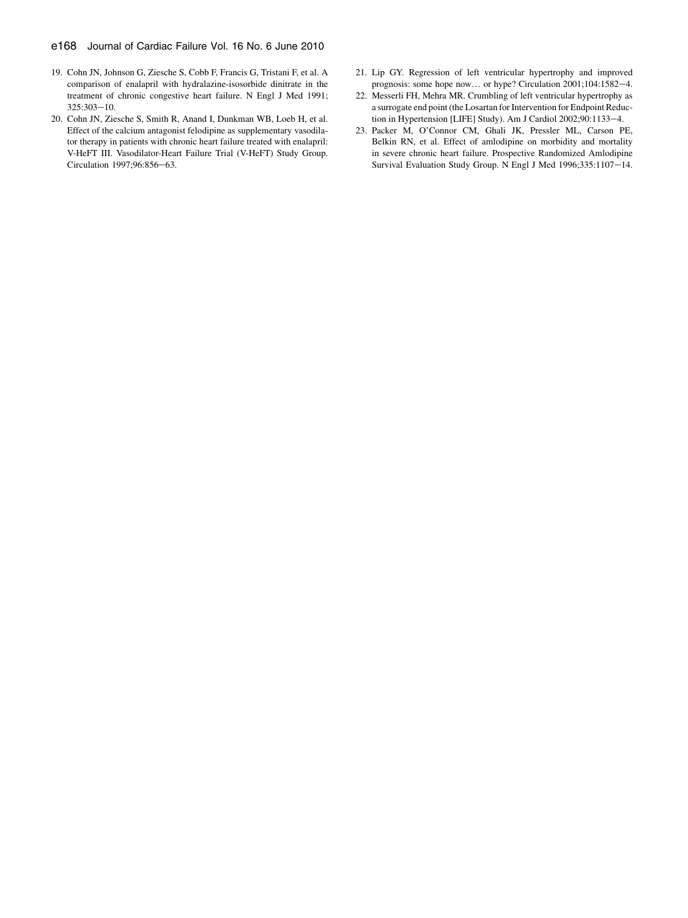19. Cohn JN, Johnson G, Ziesche S, Cobb F, Francis G, Tristani F, et al. A comparison of enalapril with hydralazine-isosorbide dinitrate in the treatment of chronic congestive heart failure. N Engl J Med 1991; 325:303–10.
20. Cohn JN, Ziesche S, Smith R, Anand I, Dunkman WB, Loeb H, et al. Effect of the calcium antagonist felodipine as supplementary vasodilator therapy in patients with chronic heart failure treated with enalapril: V-HeFT III. Vasodilator-Heart Failure Trial (V-HeFT) Study Group. Circulation 1997;96:856–63.
21. Lip GY. Regression of left ventricular hypertrophy and improved prognosis: some hope now… or hype? Circulation 2001;104:1582–4.
22. Messerli FH, Mehra MR. Crumbling of left ventricular hypertrophy as a surrogate end point (the Losartan for Intervention for Endpoint Reduction in Hypertension [LIFE] Study). Am J Cardiol 2002;90:1133–4.
23. Packer M, O'Connor CM, Ghali JK, Pressler ML, Carson PE, Belkin RN, et al. Effect of amlodipine on morbidity and mortality in severe chronic heart failure. Prospective Randomized Amlodipine Survival Evaluation Study Group. N Engl J Med 1996;335:1107–14.